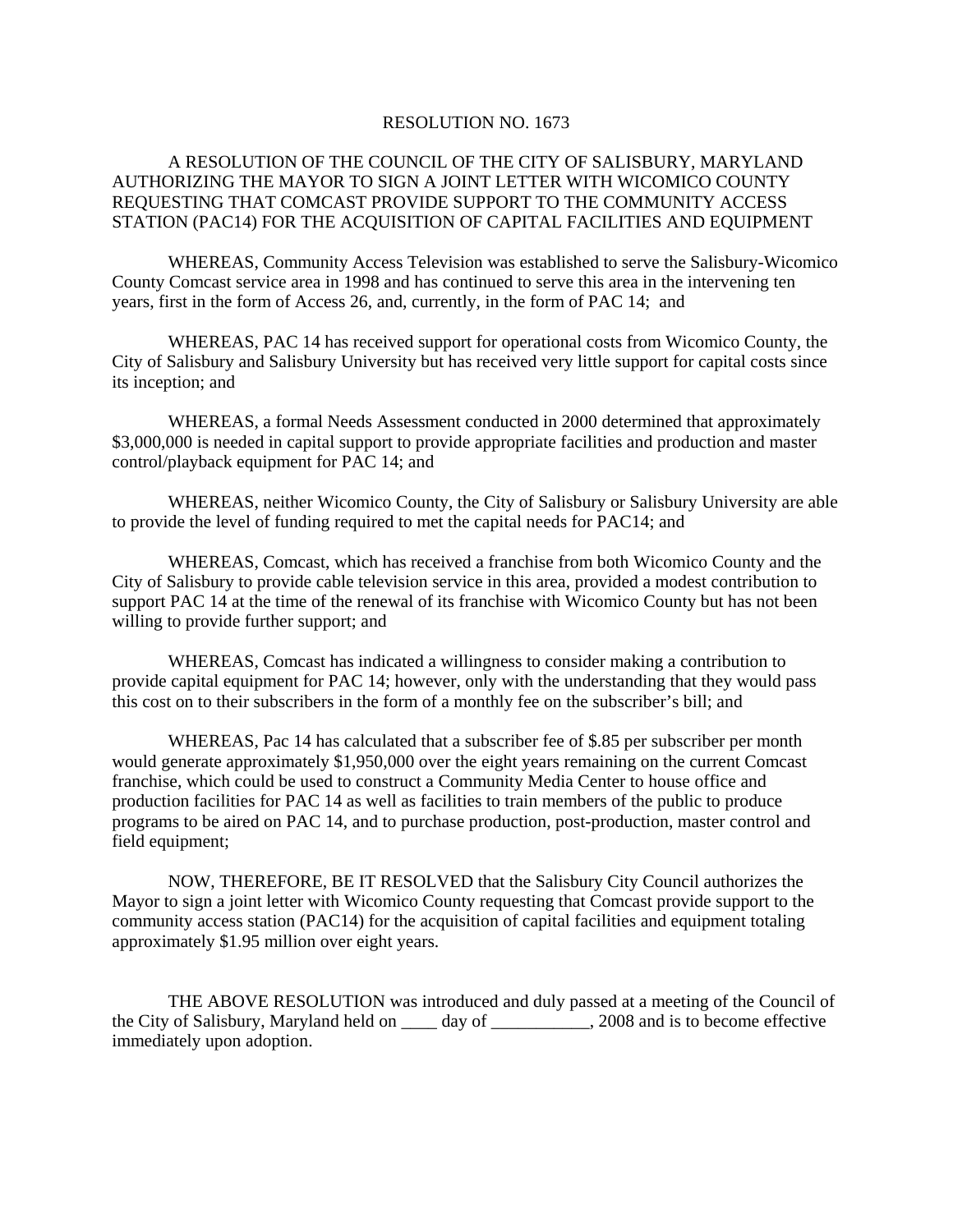# RESOLUTION NO. 1673

A RESOLUTION OF THE COUNCIL OF THE CITY OF SALISBURY, MARYLAND AUTHORIZING THE MAYOR TO SIGN A JOINT LETTER WITH WICOMICO COUNTY REQUESTING THAT COMCAST PROVIDE SUPPORT TO THE COMMUNITY ACCESS STATION (PAC14) FOR THE ACQUISITION OF CAPITAL FACILITIES AND EQUIPMENT

WHEREAS, Community Access Television was established to serve the Salisbury-Wicomico County Comcast service area in 1998 and has continued to serve this area in the intervening ten years, first in the form of Access 26, and, currently, in the form of PAC 14; and

WHEREAS, PAC 14 has received support for operational costs from Wicomico County, the City of Salisbury and Salisbury University but has received very little support for capital costs since its inception; and

WHEREAS, a formal Needs Assessment conducted in 2000 determined that approximately $3,000,000 is needed in capital support to provide appropriate facilities and production and master control/playback equipment for PAC 14; and

WHEREAS, neither Wicomico County, the City of Salisbury or Salisbury University are able to provide the level of funding required to met the capital needs for PAC14; and

WHEREAS, Comcast, which has received a franchise from both Wicomico County and the City of Salisbury to provide cable television service in this area, provided a modest contribution to support PAC 14 at the time of the renewal of its franchise with Wicomico County but has not been willing to provide further support; and

WHEREAS, Comcast has indicated a willingness to consider making a contribution to provide capital equipment for PAC 14; however, only with the understanding that they would pass this cost on to their subscribers in the form of a monthly fee on the subscriber's bill; and

WHEREAS, Pac 14 has calculated that a subscriber fee of $.85 per subscriber per month would generate approximately $1,950,000 over the eight years remaining on the current Comcast franchise, which could be used to construct a Community Media Center to house office and production facilities for PAC 14 as well as facilities to train members of the public to produce programs to be aired on PAC 14, and to purchase production, post-production, master control and field equipment;

NOW, THEREFORE, BE IT RESOLVED that the Salisbury City Council authorizes the Mayor to sign a joint letter with Wicomico County requesting that Comcast provide support to the community access station (PAC14) for the acquisition of capital facilities and equipment totaling approximately $1.95 million over eight years.

THE ABOVE RESOLUTION was introduced and duly passed at a meeting of the Council of the City of Salisbury, Maryland held on ____ day of ___________, 2008 and is to become effective immediately upon adoption.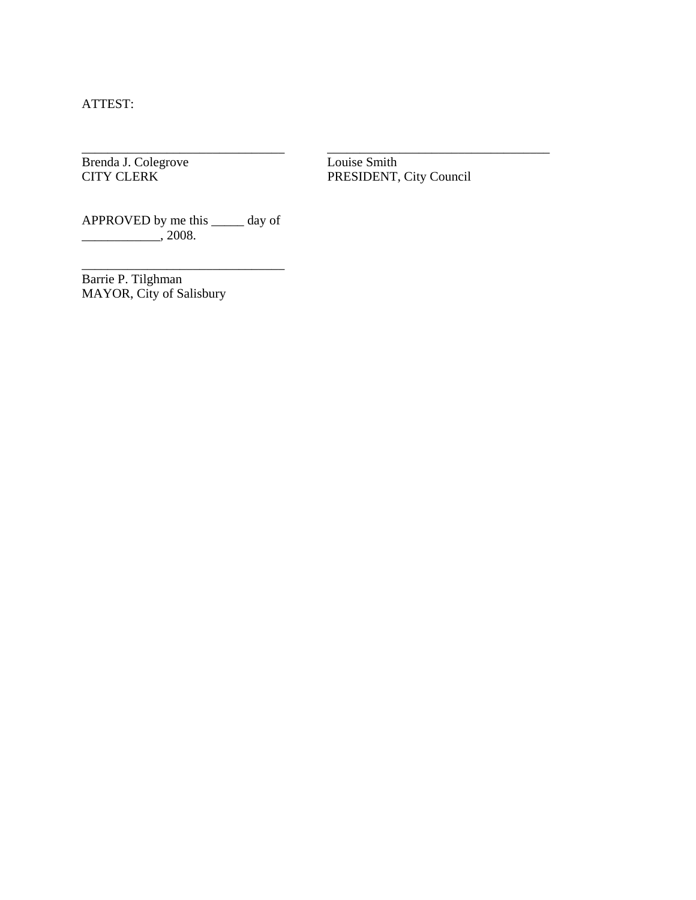ATTEST:

| | |
|---|---|
| _______________________________ | __________________________________ |
| Brenda J. Colegrove | Louise Smith |
| CITY CLERK | PRESIDENT, City Council |

APPROVED by me this _____ day of ____________, 2008.

_______________________________

Barrie P. Tilghman
MAYOR, City of Salisbury